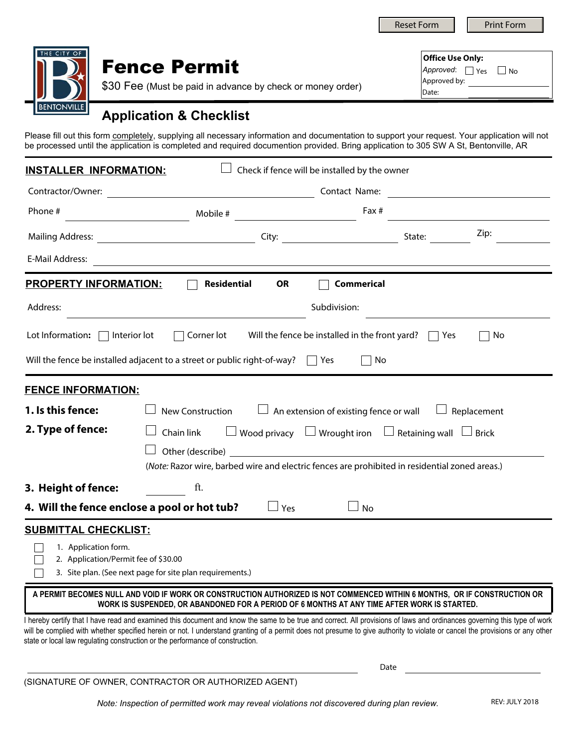Reset Form | Print Form

THE CITY OF BENTONVILLE

# Fence Permit

$30 Fee (Must be paid in advance by check or money order)

**Office Use Only:**
*Approved:* ☐ Yes ☐ No
Approved by: ____________
Date: ____________

## Application & Checklist

Please fill out this form completely, supplying all necessary information and documentation to support your request. Your application will not be processed until the application is completed and required documention provided. Bring application to 305 SW A St, Bentonville, AR

**INSTALLER INFORMATION:** ☐ Check if fence will be installed by the owner

Contractor/Owner: ____________ Contact Name: ____________

Phone # ____________ Mobile # ____________ Fax # ____________

Mailing Address: ____________ City: ____________ State: ____________ Zip: ____________

E-Mail Address: ____________

**PROPERTY INFORMATION:** ☐ **Residential** **OR** ☐ **Commerical**

Address: ____________ Subdivision: ____________

Lot Information: ☐ Interior lot ☐ Corner lot Will the fence be installed in the front yard? ☐ Yes ☐ No

Will the fence be installed adjacent to a street or public right-of-way? ☐ Yes ☐ No

**FENCE INFORMATION:**

**1. Is this fence:** ☐ New Construction ☐ An extension of existing fence or wall ☐ Replacement

**2. Type of fence:** ☐ Chain link ☐ Wood privacy ☐ Wrought iron ☐ Retaining wall ☐ Brick

☐ Other (describe) ____________

(*Note:* Razor wire, barbed wire and electric fences are prohibited in residential zoned areas.)

**3. Height of fence:** ________ ft.

**4. Will the fence enclose a pool or hot tub?** ☐ Yes ☐ No

**SUBMITTAL CHECKLIST:**

☐ 1. Application form.
☐ 2. Application/Permit fee of $30.00
☐ 3. Site plan. (See next page for site plan requirements.)

**A PERMIT BECOMES NULL AND VOID IF WORK OR CONSTRUCTION AUTHORIZED IS NOT COMMENCED WITHIN 6 MONTHS, OR IF CONSTRUCTION OR WORK IS SUSPENDED, OR ABANDONED FOR A PERIOD OF 6 MONTHS AT ANY TIME AFTER WORK IS STARTED.**

I hereby certify that I have read and examined this document and know the same to be true and correct. All provisions of laws and ordinances governing this type of work will be complied with whether specified herein or not. I understand granting of a permit does not presume to give authority to violate or cancel the provisions or any other state or local law regulating construction or the performance of construction.

____________________________________ Date ____________

(SIGNATURE OF OWNER, CONTRACTOR OR AUTHORIZED AGENT)

*Note: Inspection of permitted work may reveal violations not discovered during plan review.*

REV: JULY 2018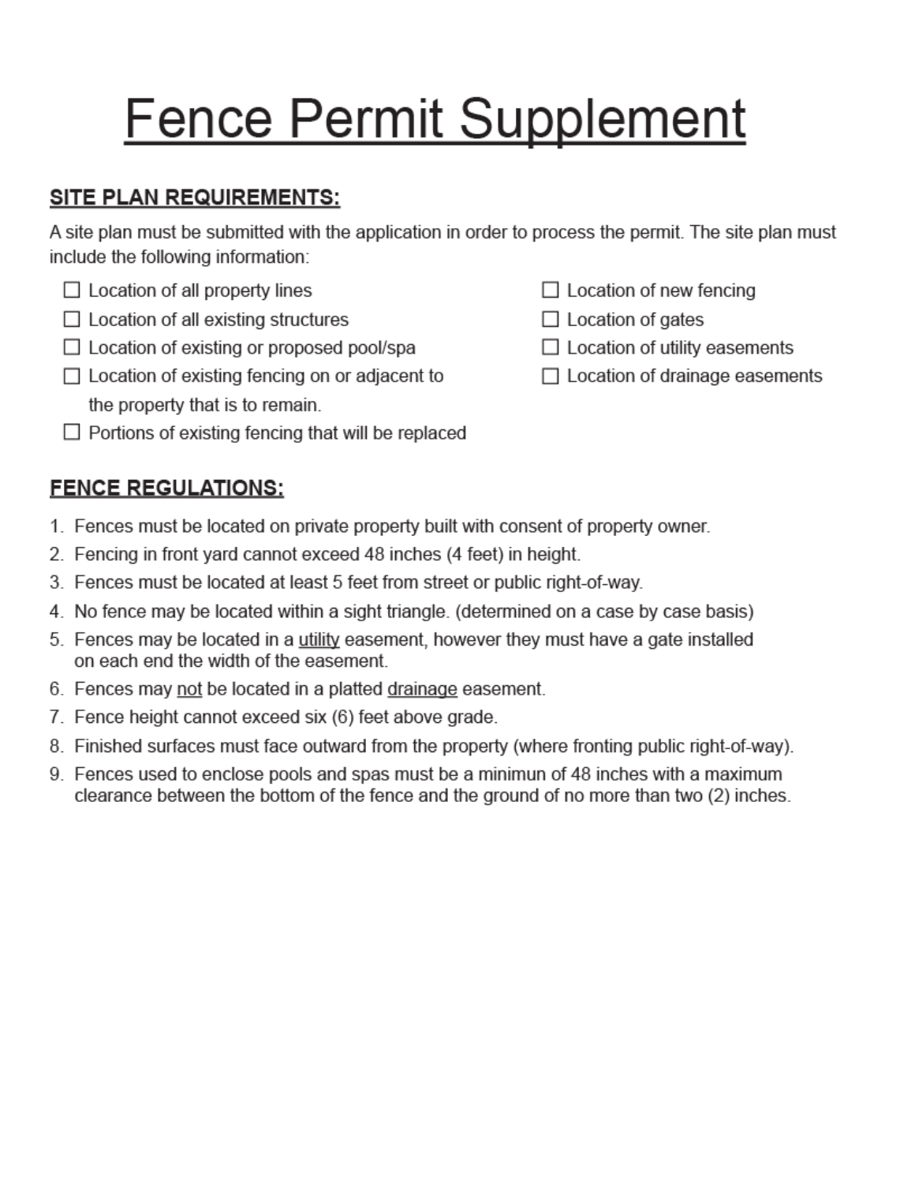# Fence Permit Supplement

## SITE PLAN REQUIREMENTS:

A site plan must be submitted with the application in order to process the permit. The site plan must include the following information:

- ☐ Location of all property lines
- ☐ Location of all existing structures
- ☐ Location of existing or proposed pool/spa
- ☐ Location of existing fencing on or adjacent to the property that is to remain.
- ☐ Portions of existing fencing that will be replaced
- ☐ Location of new fencing
- ☐ Location of gates
- ☐ Location of utility easements
- ☐ Location of drainage easements

## FENCE REGULATIONS:

1. Fences must be located on private property built with consent of property owner.
2. Fencing in front yard cannot exceed 48 inches (4 feet) in height.
3. Fences must be located at least 5 feet from street or public right-of-way.
4. No fence may be located within a sight triangle. (determined on a case by case basis)
5. Fences may be located in a <u>utility</u> easement, however they must have a gate installed on each end the width of the easement.
6. Fences may <u>not</u> be located in a platted <u>drainage</u> easement.
7. Fence height cannot exceed six (6) feet above grade.
8. Finished surfaces must face outward from the property (where fronting public right-of-way).
9. Fences used to enclose pools and spas must be a minimun of 48 inches with a maximum clearance between the bottom of the fence and the ground of no more than two (2) inches.